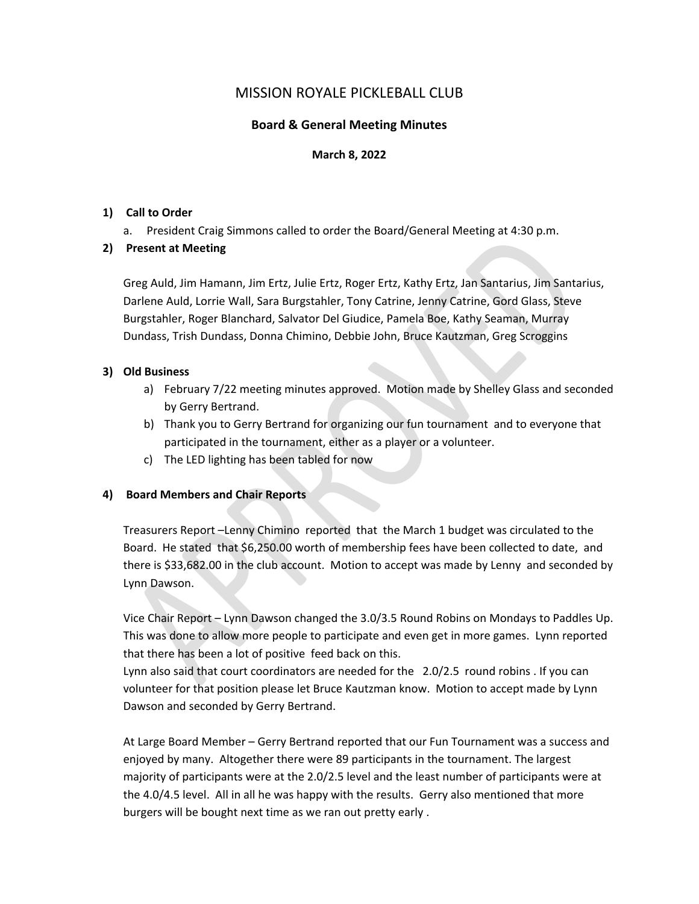# MISSION ROYALE PICKLEBALL CLUB

## Board & General Meeting Minutes

**March 8, 2022**

**1) Call to Order**

a. President Craig Simmons called to order the Board/General Meeting at 4:30 p.m.

**2) Present at Meeting**

Greg Auld, Jim Hamann, Jim Ertz, Julie Ertz, Roger Ertz, Kathy Ertz, Jan Santarius, Jim Santarius, Darlene Auld, Lorrie Wall, Sara Burgstahler, Tony Catrine, Jenny Catrine, Gord Glass, Steve Burgstahler, Roger Blanchard, Salvator Del Giudice, Pamela Boe, Kathy Seaman, Murray Dundass, Trish Dundass, Donna Chimino, Debbie John, Bruce Kautzman, Greg Scroggins

**3) Old Business**

a) February 7/22 meeting minutes approved. Motion made by Shelley Glass and seconded by Gerry Bertrand.

b) Thank you to Gerry Bertrand for organizing our fun tournament and to everyone that participated in the tournament, either as a player or a volunteer.

c) The LED lighting has been tabled for now

**4) Board Members and Chair Reports**

Treasurers Report –Lenny Chimino reported that the March 1 budget was circulated to the Board. He stated that $6,250.00 worth of membership fees have been collected to date, and there is $33,682.00 in the club account. Motion to accept was made by Lenny and seconded by Lynn Dawson.

Vice Chair Report – Lynn Dawson changed the 3.0/3.5 Round Robins on Mondays to Paddles Up. This was done to allow more people to participate and even get in more games. Lynn reported that there has been a lot of positive feed back on this.
Lynn also said that court coordinators are needed for the 2.0/2.5 round robins . If you can volunteer for that position please let Bruce Kautzman know. Motion to accept made by Lynn Dawson and seconded by Gerry Bertrand.

At Large Board Member – Gerry Bertrand reported that our Fun Tournament was a success and enjoyed by many. Altogether there were 89 participants in the tournament. The largest majority of participants were at the 2.0/2.5 level and the least number of participants were at the 4.0/4.5 level. All in all he was happy with the results. Gerry also mentioned that more burgers will be bought next time as we ran out pretty early .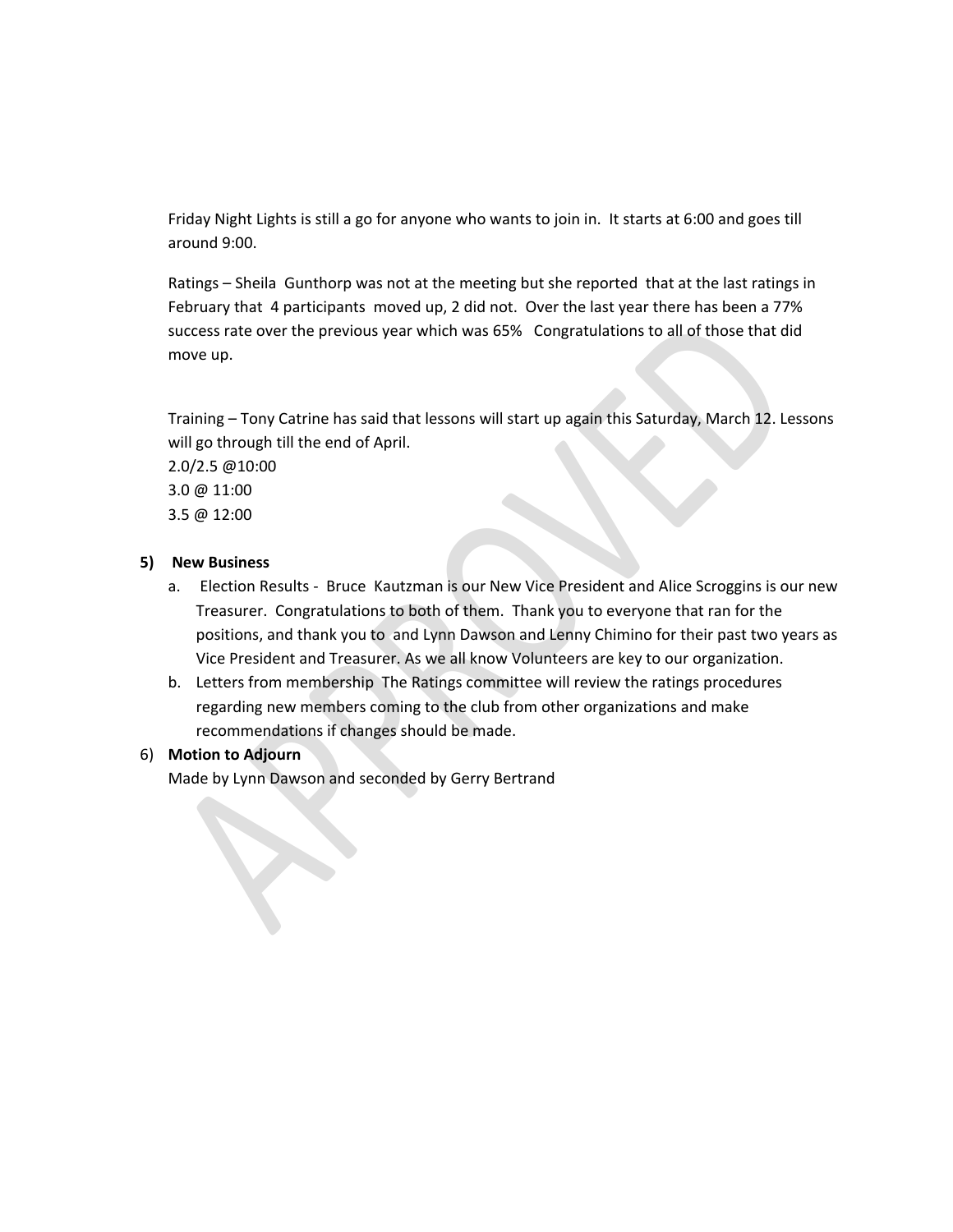Friday Night Lights is still a go for anyone who wants to join in. It starts at 6:00 and goes till around 9:00.

Ratings – Sheila Gunthorp was not at the meeting but she reported that at the last ratings in February that 4 participants moved up, 2 did not. Over the last year there has been a 77% success rate over the previous year which was 65% Congratulations to all of those that did move up.

Training – Tony Catrine has said that lessons will start up again this Saturday, March 12. Lessons will go through till the end of April.
2.0/2.5 @10:00
3.0 @ 11:00
3.5 @ 12:00

5) **New Business**

   a. Election Results - Bruce Kautzman is our New Vice President and Alice Scroggins is our new Treasurer. Congratulations to both of them. Thank you to everyone that ran for the positions, and thank you to and Lynn Dawson and Lenny Chimino for their past two years as Vice President and Treasurer. As we all know Volunteers are key to our organization.
   b. Letters from membership The Ratings committee will review the ratings procedures regarding new members coming to the club from other organizations and make recommendations if changes should be made.

6) **Motion to Adjourn**
   Made by Lynn Dawson and seconded by Gerry Bertrand